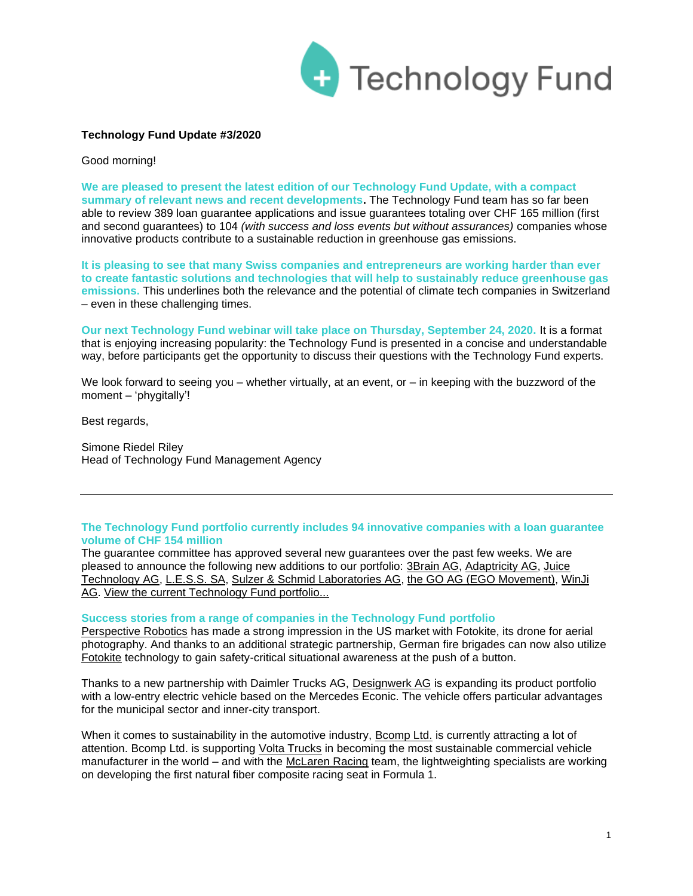Technology Fund

**Technology Fund Update #3/2020**

Good morning!

**We are pleased to present the latest edition of our Technology Fund Update, with a compact summary of relevant news and recent developments.** The Technology Fund team has so far been able to review 389 loan guarantee applications and issue guarantees totaling over CHF 165 million (first and second guarantees) to 104 *(with success and loss events but without assurances)* companies whose innovative products contribute to a sustainable reduction in greenhouse gas emissions.

**It is pleasing to see that many Swiss companies and entrepreneurs are working harder than ever to create fantastic solutions and technologies that will help to sustainably reduce greenhouse gas emissions.** This underlines both the relevance and the potential of climate tech companies in Switzerland – even in these challenging times.

**Our next Technology Fund webinar will take place on Thursday, September 24, 2020.** It is a format that is enjoying increasing popularity: the Technology Fund is presented in a concise and understandable way, before participants get the opportunity to discuss their questions with the Technology Fund experts.

We look forward to seeing you – whether virtually, at an event, or – in keeping with the buzzword of the moment – 'phygitally'!

Best regards,

Simone Riedel Riley
Head of Technology Fund Management Agency

---

### The Technology Fund portfolio currently includes 94 innovative companies with a loan guarantee volume of CHF 154 million

The guarantee committee has approved several new guarantees over the past few weeks. We are pleased to announce the following new additions to our portfolio: 3Brain AG, Adaptricity AG, Juice Technology AG, L.E.S.S. SA, Sulzer & Schmid Laboratories AG, the GO AG (EGO Movement), WinJi AG. View the current Technology Fund portfolio...

### Success stories from a range of companies in the Technology Fund portfolio

Perspective Robotics has made a strong impression in the US market with Fotokite, its drone for aerial photography. And thanks to an additional strategic partnership, German fire brigades can now also utilize Fotokite technology to gain safety-critical situational awareness at the push of a button.

Thanks to a new partnership with Daimler Trucks AG, Designwerk AG is expanding its product portfolio with a low-entry electric vehicle based on the Mercedes Econic. The vehicle offers particular advantages for the municipal sector and inner-city transport.

When it comes to sustainability in the automotive industry, Bcomp Ltd. is currently attracting a lot of attention. Bcomp Ltd. is supporting Volta Trucks in becoming the most sustainable commercial vehicle manufacturer in the world – and with the McLaren Racing team, the lightweighting specialists are working on developing the first natural fiber composite racing seat in Formula 1.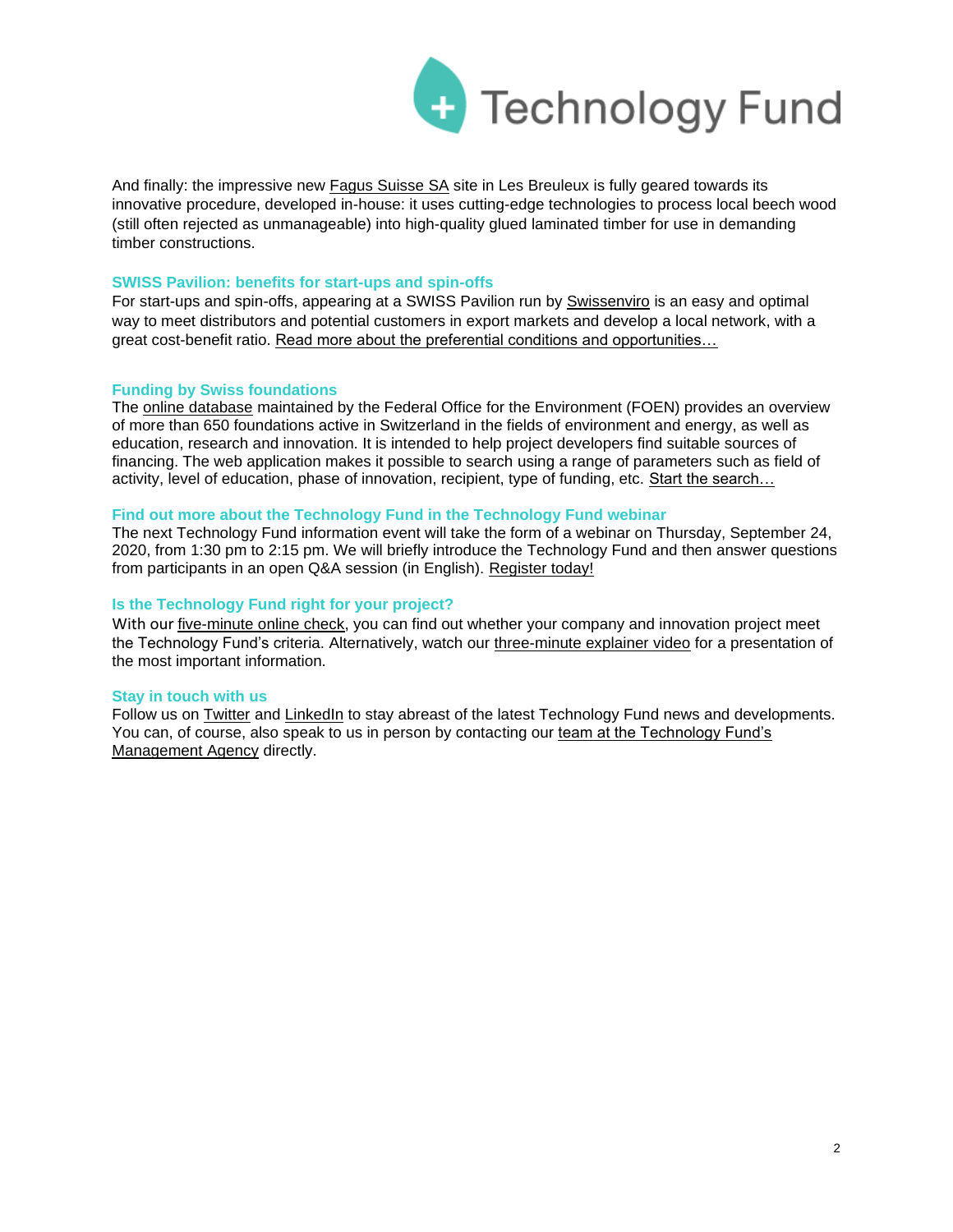And finally: the impressive new Fagus Suisse SA site in Les Breuleux is fully geared towards its innovative procedure, developed in-house: it uses cutting-edge technologies to process local beech wood (still often rejected as unmanageable) into high-quality glued laminated timber for use in demanding timber constructions.

### SWISS Pavilion: benefits for start-ups and spin-offs

For start-ups and spin-offs, appearing at a SWISS Pavilion run by Swissenviro is an easy and optimal way to meet distributors and potential customers in export markets and develop a local network, with a great cost-benefit ratio. Read more about the preferential conditions and opportunities…

### Funding by Swiss foundations

The online database maintained by the Federal Office for the Environment (FOEN) provides an overview of more than 650 foundations active in Switzerland in the fields of environment and energy, as well as education, research and innovation. It is intended to help project developers find suitable sources of financing. The web application makes it possible to search using a range of parameters such as field of activity, level of education, phase of innovation, recipient, type of funding, etc. Start the search…

### Find out more about the Technology Fund in the Technology Fund webinar

The next Technology Fund information event will take the form of a webinar on Thursday, September 24, 2020, from 1:30 pm to 2:15 pm. We will briefly introduce the Technology Fund and then answer questions from participants in an open Q&A session (in English). Register today!

### Is the Technology Fund right for your project?

With our five-minute online check, you can find out whether your company and innovation project meet the Technology Fund's criteria. Alternatively, watch our three-minute explainer video for a presentation of the most important information.

### Stay in touch with us

Follow us on Twitter and LinkedIn to stay abreast of the latest Technology Fund news and developments. You can, of course, also speak to us in person by contacting our team at the Technology Fund's Management Agency directly.